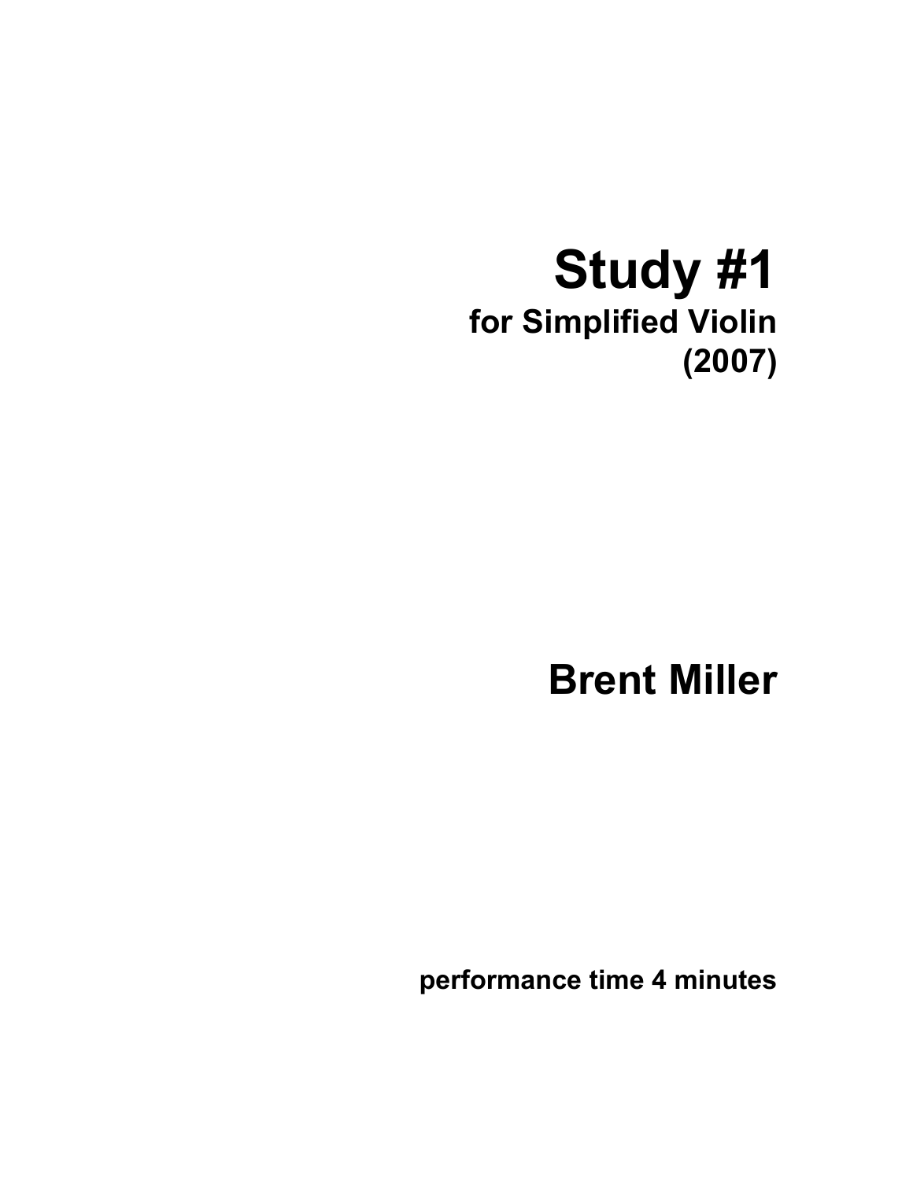# Study #1

**for Simplified Violin**
**(2007)**

**Brent Miller**

**performance time 4 minutes**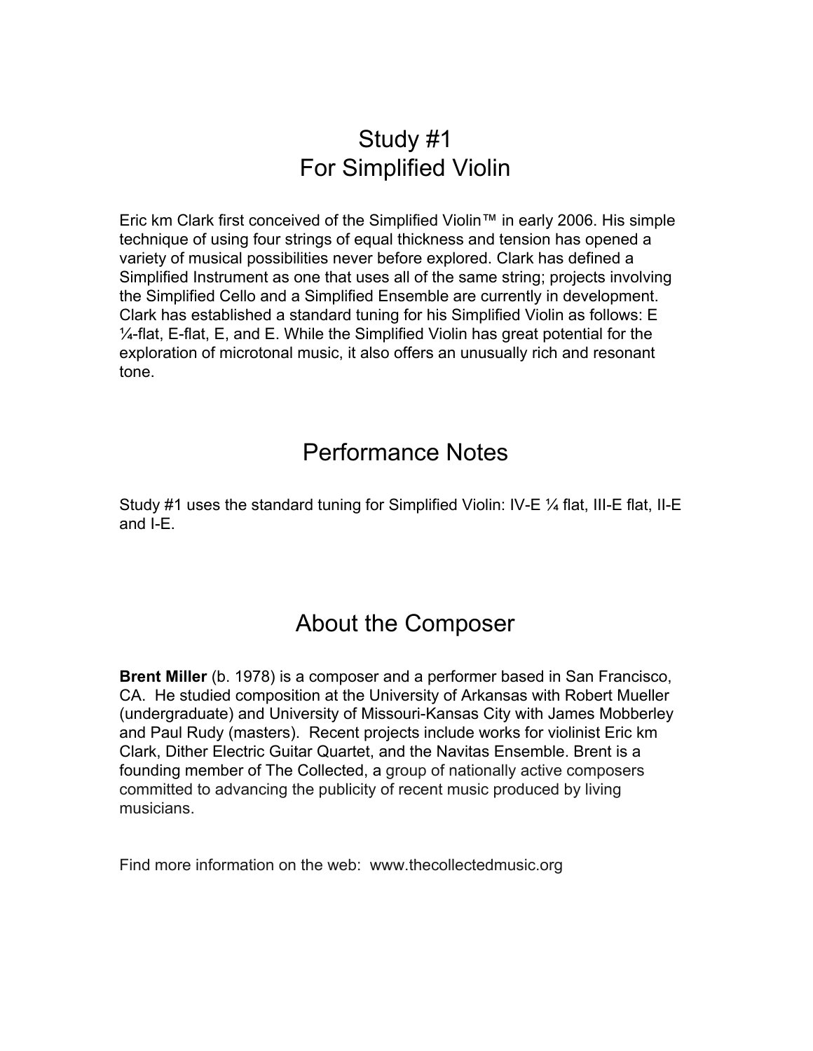# Study #1
# For Simplified Violin

Eric km Clark first conceived of the Simplified Violin™ in early 2006. His simple technique of using four strings of equal thickness and tension has opened a variety of musical possibilities never before explored. Clark has defined a Simplified Instrument as one that uses all of the same string; projects involving the Simplified Cello and a Simplified Ensemble are currently in development. Clark has established a standard tuning for his Simplified Violin as follows: E ¼-flat, E-flat, E, and E. While the Simplified Violin has great potential for the exploration of microtonal music, it also offers an unusually rich and resonant tone.

## Performance Notes

Study #1 uses the standard tuning for Simplified Violin: IV-E ¼ flat, III-E flat, II-E and I-E.

## About the Composer

**Brent Miller** (b. 1978) is a composer and a performer based in San Francisco, CA. He studied composition at the University of Arkansas with Robert Mueller (undergraduate) and University of Missouri-Kansas City with James Mobberley and Paul Rudy (masters). Recent projects include works for violinist Eric km Clark, Dither Electric Guitar Quartet, and the Navitas Ensemble. Brent is a founding member of The Collected, a group of nationally active composers committed to advancing the publicity of recent music produced by living musicians.

Find more information on the web: www.thecollectedmusic.org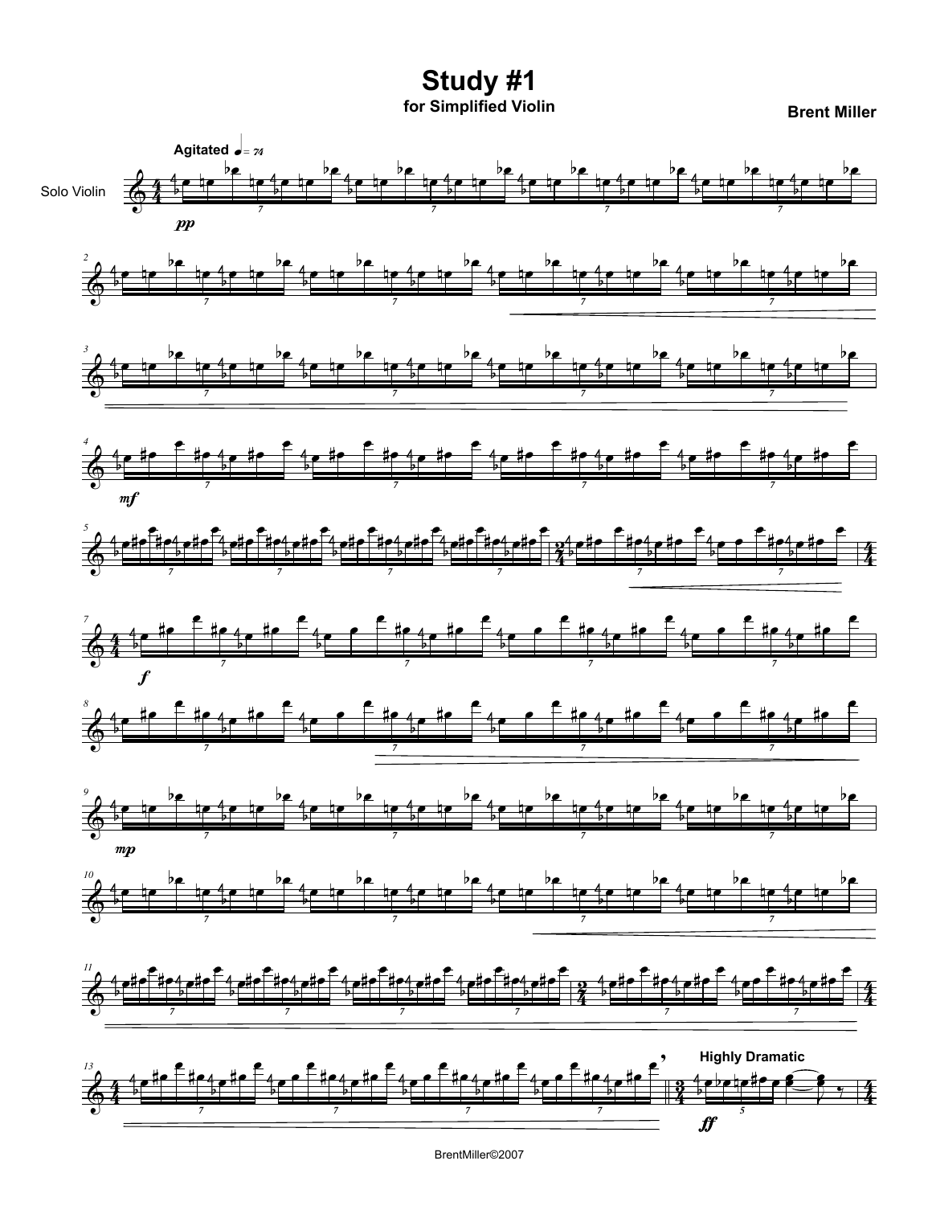# Study #1

**for Simplified Violin**

**Brent Miller**

BrentMiller©2007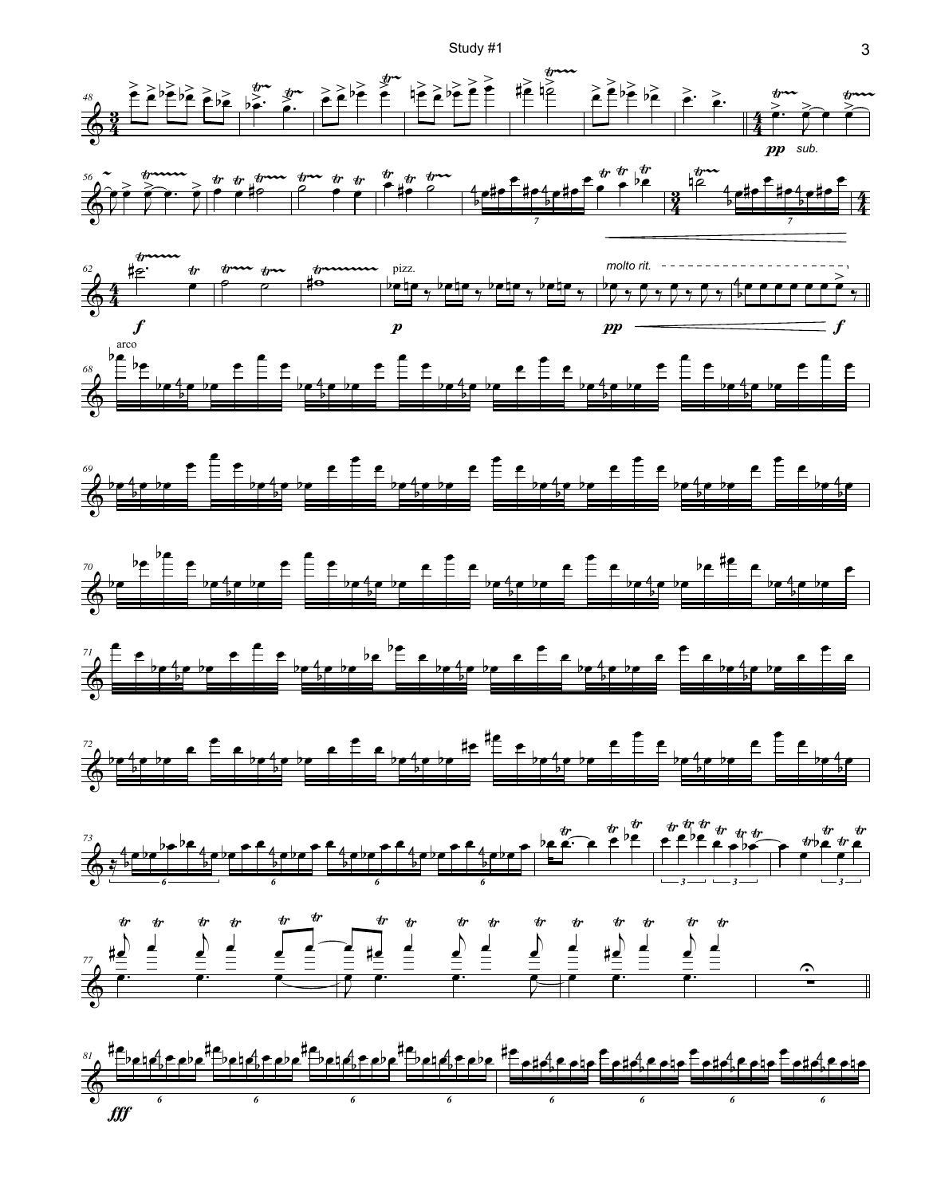pp sub.

f

pizz.

p

molto rit.

pp

f

arco

fff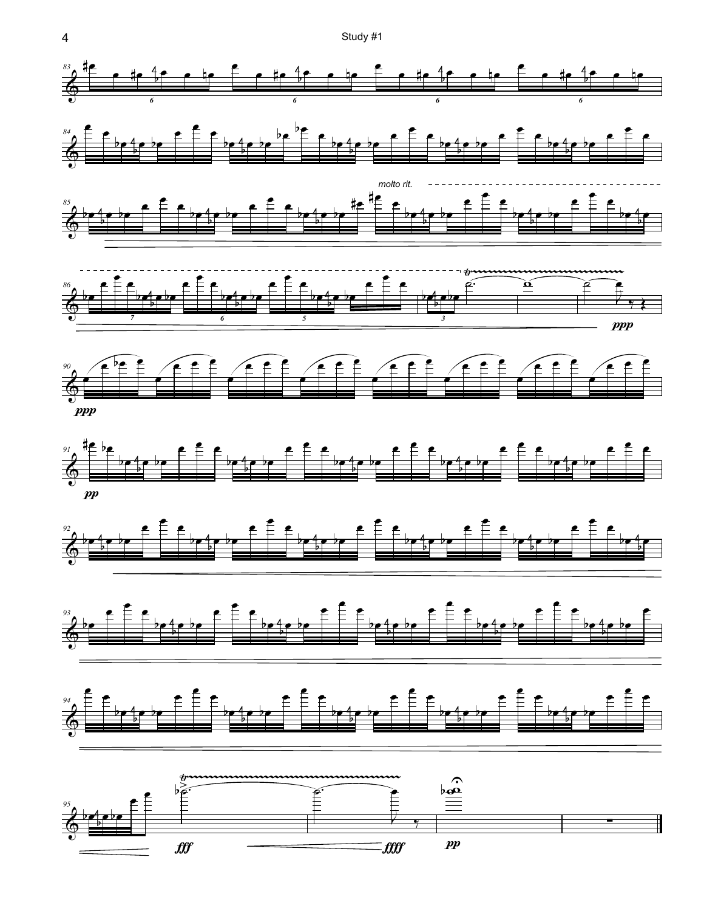molto rit.

*ppp*

*ppp*

*pp*

*fff*

*ffff*

*pp*